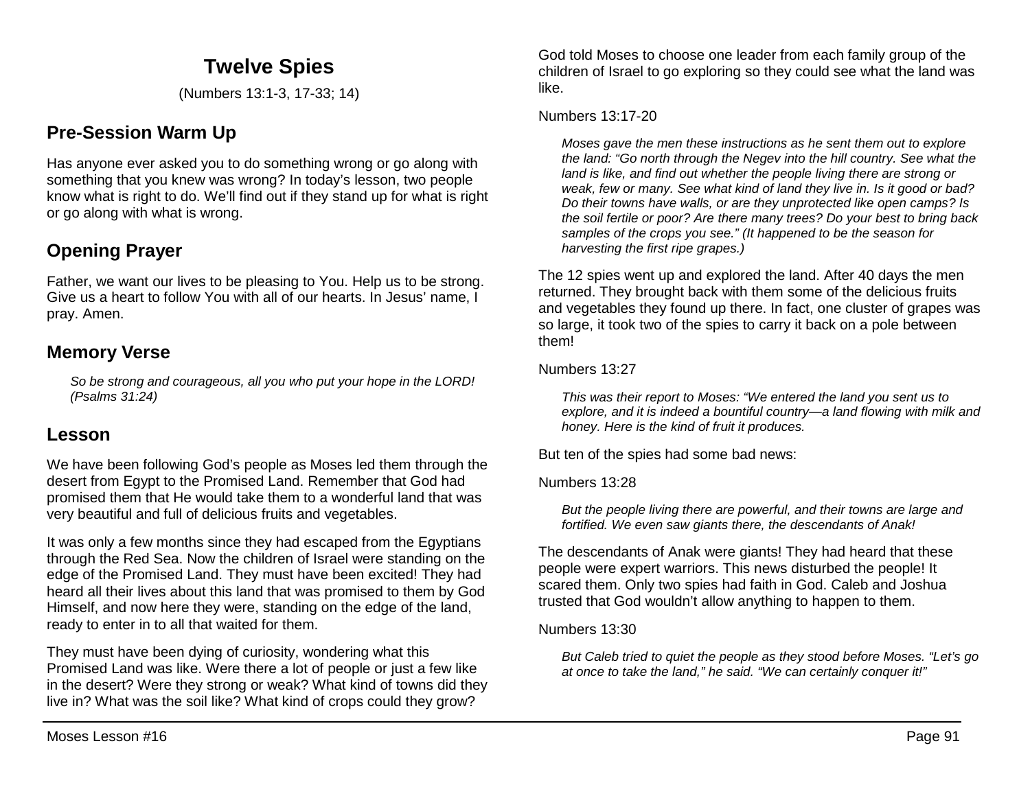# Twelve Spies

(Numbers 13:1-3, 17-33; 14)

## Pre-Session Warm Up

Has anyone ever asked you to do something wrong or go along with something that you knew was wrong? In today's lesson, two people know what is right to do. We'll find out if they stand up for what is right or go along with what is wrong.

## Opening Prayer

Father, we want our lives to be pleasing to You. Help us to be strong. Give us a heart to follow You with all of our hearts. In Jesus' name, I pray. Amen.

## Memory Verse

> *So be strong and courageous, all you who put your hope in the LORD! (Psalms 31:24)*

## Lesson

We have been following God's people as Moses led them through the desert from Egypt to the Promised Land. Remember that God had promised them that He would take them to a wonderful land that was very beautiful and full of delicious fruits and vegetables.

It was only a few months since they had escaped from the Egyptians through the Red Sea. Now the children of Israel were standing on the edge of the Promised Land. They must have been excited! They had heard all their lives about this land that was promised to them by God Himself, and now here they were, standing on the edge of the land, ready to enter in to all that waited for them.

They must have been dying of curiosity, wondering what this Promised Land was like. Were there a lot of people or just a few like in the desert? Were they strong or weak? What kind of towns did they live in? What was the soil like? What kind of crops could they grow?

God told Moses to choose one leader from each family group of the children of Israel to go exploring so they could see what the land was like.

Numbers 13:17-20

> *Moses gave the men these instructions as he sent them out to explore the land: "Go north through the Negev into the hill country. See what the land is like, and find out whether the people living there are strong or weak, few or many. See what kind of land they live in. Is it good or bad? Do their towns have walls, or are they unprotected like open camps? Is the soil fertile or poor? Are there many trees? Do your best to bring back samples of the crops you see." (It happened to be the season for harvesting the first ripe grapes.)*

The 12 spies went up and explored the land. After 40 days the men returned. They brought back with them some of the delicious fruits and vegetables they found up there. In fact, one cluster of grapes was so large, it took two of the spies to carry it back on a pole between them!

Numbers 13:27

> *This was their report to Moses: "We entered the land you sent us to explore, and it is indeed a bountiful country—a land flowing with milk and honey. Here is the kind of fruit it produces.*

But ten of the spies had some bad news:

Numbers 13:28

> *But the people living there are powerful, and their towns are large and fortified. We even saw giants there, the descendants of Anak!*

The descendants of Anak were giants! They had heard that these people were expert warriors. This news disturbed the people! It scared them. Only two spies had faith in God. Caleb and Joshua trusted that God wouldn't allow anything to happen to them.

Numbers 13:30

> *But Caleb tried to quiet the people as they stood before Moses. "Let's go at once to take the land," he said. "We can certainly conquer it!"*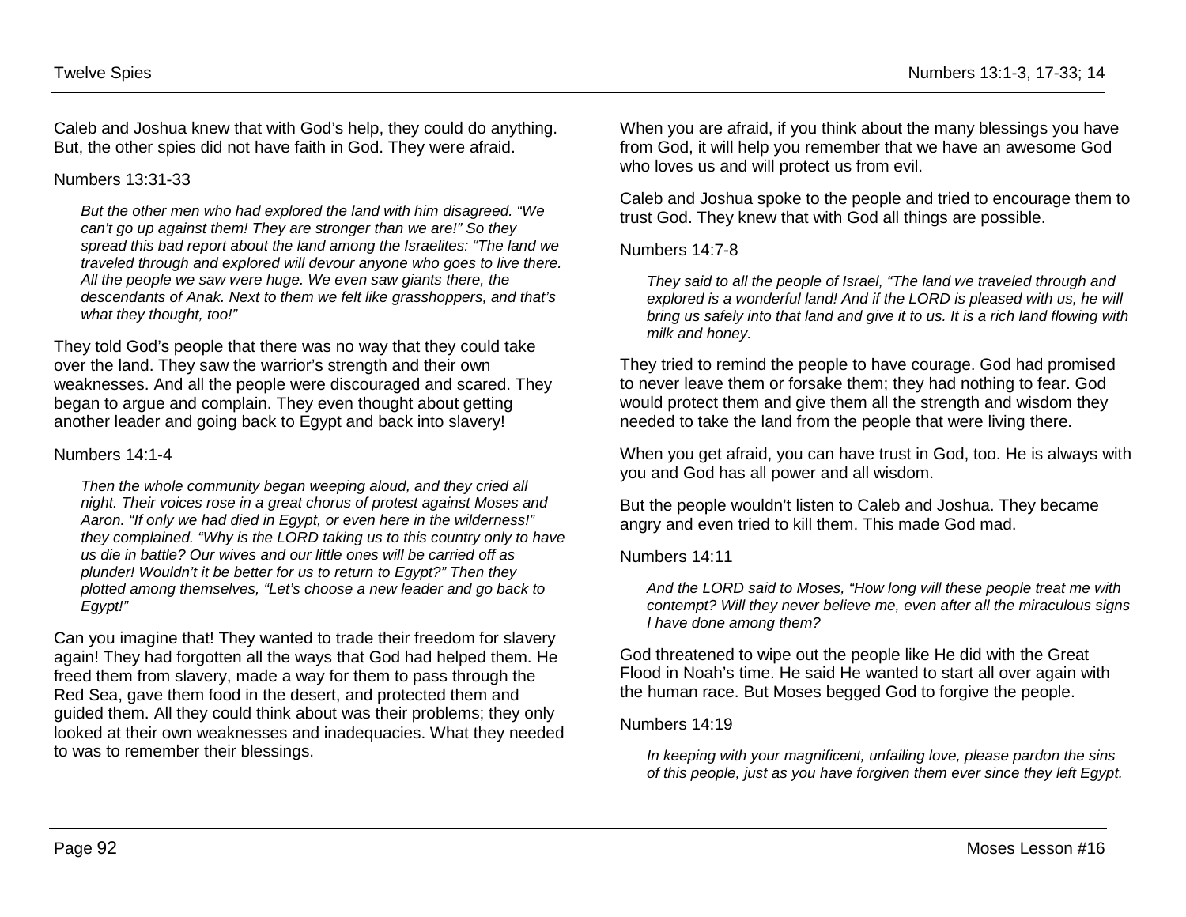Caleb and Joshua knew that with God's help, they could do anything. But, the other spies did not have faith in God. They were afraid.

Numbers 13:31-33

> *But the other men who had explored the land with him disagreed. "We can't go up against them! They are stronger than we are!" So they spread this bad report about the land among the Israelites: "The land we traveled through and explored will devour anyone who goes to live there. All the people we saw were huge. We even saw giants there, the descendants of Anak. Next to them we felt like grasshoppers, and that's what they thought, too!"*

They told God's people that there was no way that they could take over the land. They saw the warrior's strength and their own weaknesses. And all the people were discouraged and scared. They began to argue and complain. They even thought about getting another leader and going back to Egypt and back into slavery!

Numbers 14:1-4

> *Then the whole community began weeping aloud, and they cried all night. Their voices rose in a great chorus of protest against Moses and Aaron. "If only we had died in Egypt, or even here in the wilderness!" they complained. "Why is the LORD taking us to this country only to have us die in battle? Our wives and our little ones will be carried off as plunder! Wouldn't it be better for us to return to Egypt?" Then they plotted among themselves, "Let's choose a new leader and go back to Egypt!"*

Can you imagine that! They wanted to trade their freedom for slavery again! They had forgotten all the ways that God had helped them. He freed them from slavery, made a way for them to pass through the Red Sea, gave them food in the desert, and protected them and guided them. All they could think about was their problems; they only looked at their own weaknesses and inadequacies. What they needed to was to remember their blessings.

When you are afraid, if you think about the many blessings you have from God, it will help you remember that we have an awesome God who loves us and will protect us from evil.

Caleb and Joshua spoke to the people and tried to encourage them to trust God. They knew that with God all things are possible.

Numbers 14:7-8

> *They said to all the people of Israel, "The land we traveled through and explored is a wonderful land! And if the LORD is pleased with us, he will bring us safely into that land and give it to us. It is a rich land flowing with milk and honey.*

They tried to remind the people to have courage. God had promised to never leave them or forsake them; they had nothing to fear. God would protect them and give them all the strength and wisdom they needed to take the land from the people that were living there.

When you get afraid, you can have trust in God, too. He is always with you and God has all power and all wisdom.

But the people wouldn't listen to Caleb and Joshua. They became angry and even tried to kill them. This made God mad.

Numbers 14:11

> *And the LORD said to Moses, "How long will these people treat me with contempt? Will they never believe me, even after all the miraculous signs I have done among them?*

God threatened to wipe out the people like He did with the Great Flood in Noah's time. He said He wanted to start all over again with the human race. But Moses begged God to forgive the people.

Numbers 14:19

> *In keeping with your magnificent, unfailing love, please pardon the sins of this people, just as you have forgiven them ever since they left Egypt.*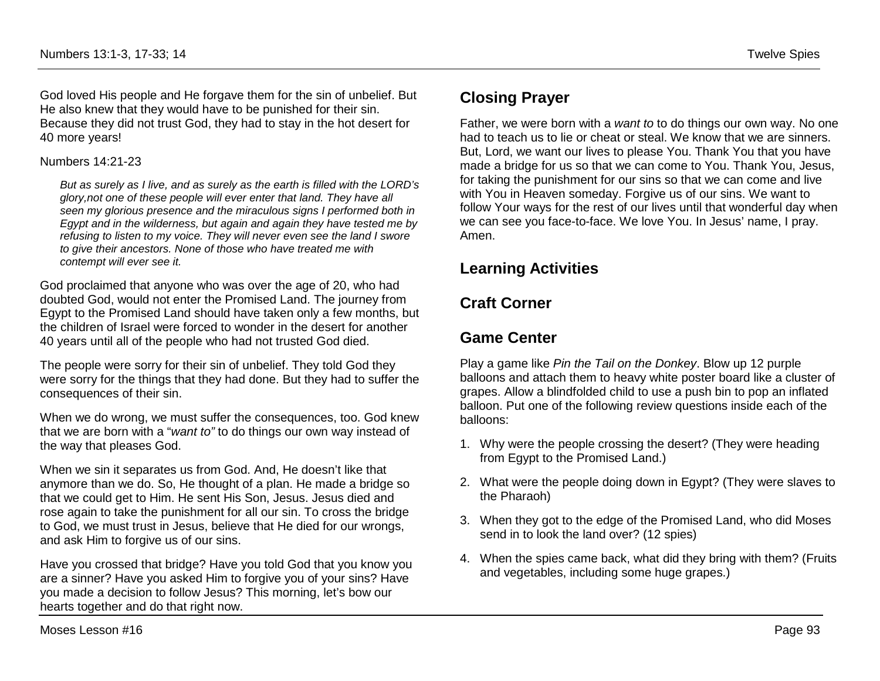God loved His people and He forgave them for the sin of unbelief. But He also knew that they would have to be punished for their sin. Because they did not trust God, they had to stay in the hot desert for 40 more years!

Numbers 14:21-23

> *But as surely as I live, and as surely as the earth is filled with the LORD's glory,not one of these people will ever enter that land. They have all seen my glorious presence and the miraculous signs I performed both in Egypt and in the wilderness, but again and again they have tested me by refusing to listen to my voice. They will never even see the land I swore to give their ancestors. None of those who have treated me with contempt will ever see it.*

God proclaimed that anyone who was over the age of 20, who had doubted God, would not enter the Promised Land. The journey from Egypt to the Promised Land should have taken only a few months, but the children of Israel were forced to wonder in the desert for another 40 years until all of the people who had not trusted God died.

The people were sorry for their sin of unbelief. They told God they were sorry for the things that they had done. But they had to suffer the consequences of their sin.

When we do wrong, we must suffer the consequences, too. God knew that we are born with a "*want to"* to do things our own way instead of the way that pleases God.

When we sin it separates us from God. And, He doesn't like that anymore than we do. So, He thought of a plan. He made a bridge so that we could get to Him. He sent His Son, Jesus. Jesus died and rose again to take the punishment for all our sin. To cross the bridge to God, we must trust in Jesus, believe that He died for our wrongs, and ask Him to forgive us of our sins.

Have you crossed that bridge? Have you told God that you know you are a sinner? Have you asked Him to forgive you of your sins? Have you made a decision to follow Jesus? This morning, let's bow our hearts together and do that right now.

## Closing Prayer

Father, we were born with a *want to* to do things our own way. No one had to teach us to lie or cheat or steal. We know that we are sinners. But, Lord, we want our lives to please You. Thank You that you have made a bridge for us so that we can come to You. Thank You, Jesus, for taking the punishment for our sins so that we can come and live with You in Heaven someday. Forgive us of our sins. We want to follow Your ways for the rest of our lives until that wonderful day when we can see you face-to-face. We love You. In Jesus' name, I pray. Amen.

## Learning Activities

## Craft Corner

## Game Center

Play a game like *Pin the Tail on the Donkey*. Blow up 12 purple balloons and attach them to heavy white poster board like a cluster of grapes. Allow a blindfolded child to use a push bin to pop an inflated balloon. Put one of the following review questions inside each of the balloons:

1. Why were the people crossing the desert? (They were heading from Egypt to the Promised Land.)
2. What were the people doing down in Egypt? (They were slaves to the Pharaoh)
3. When they got to the edge of the Promised Land, who did Moses send in to look the land over? (12 spies)
4. When the spies came back, what did they bring with them? (Fruits and vegetables, including some huge grapes.)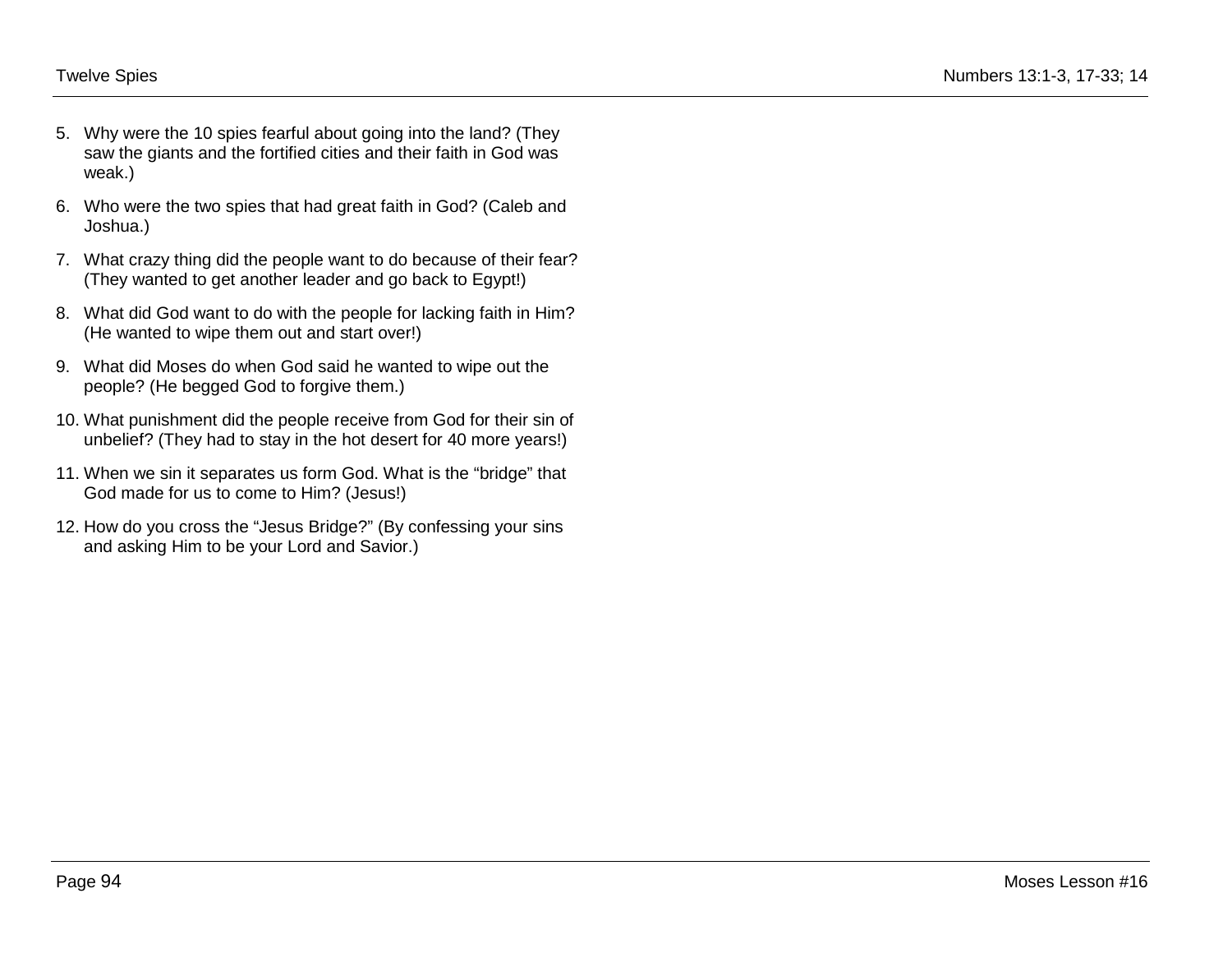5. Why were the 10 spies fearful about going into the land? (They saw the giants and the fortified cities and their faith in God was weak.)
6. Who were the two spies that had great faith in God? (Caleb and Joshua.)
7. What crazy thing did the people want to do because of their fear? (They wanted to get another leader and go back to Egypt!)
8. What did God want to do with the people for lacking faith in Him? (He wanted to wipe them out and start over!)
9. What did Moses do when God said he wanted to wipe out the people? (He begged God to forgive them.)
10. What punishment did the people receive from God for their sin of unbelief? (They had to stay in the hot desert for 40 more years!)
11. When we sin it separates us form God. What is the “bridge” that God made for us to come to Him? (Jesus!)
12. How do you cross the “Jesus Bridge?” (By confessing your sins and asking Him to be your Lord and Savior.)